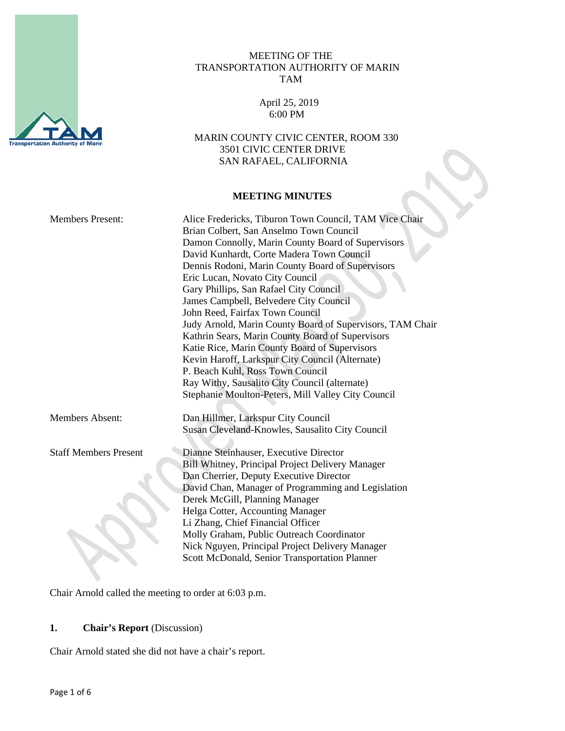MEETING OF THE
TRANSPORTATION AUTHORITY OF MARIN
TAM

April 25, 2019
6:00 PM

MARIN COUNTY CIVIC CENTER, ROOM 330
3501 CIVIC CENTER DRIVE
SAN RAFAEL, CALIFORNIA

**MEETING MINUTES**

Members Present:
Alice Fredericks, Tiburon Town Council, TAM Vice Chair
Brian Colbert, San Anselmo Town Council
Damon Connolly, Marin County Board of Supervisors
David Kunhardt, Corte Madera Town Council
Dennis Rodoni, Marin County Board of Supervisors
Eric Lucan, Novato City Council
Gary Phillips, San Rafael City Council
James Campbell, Belvedere City Council
John Reed, Fairfax Town Council
Judy Arnold, Marin County Board of Supervisors, TAM Chair
Kathrin Sears, Marin County Board of Supervisors
Katie Rice, Marin County Board of Supervisors
Kevin Haroff, Larkspur City Council (Alternate)
P. Beach Kuhl, Ross Town Council
Ray Withy, Sausalito City Council (alternate)
Stephanie Moulton-Peters, Mill Valley City Council

Members Absent:
Dan Hillmer, Larkspur City Council
Susan Cleveland-Knowles, Sausalito City Council

Staff Members Present
Dianne Steinhauser, Executive Director
Bill Whitney, Principal Project Delivery Manager
Dan Cherrier, Deputy Executive Director
David Chan, Manager of Programming and Legislation
Derek McGill, Planning Manager
Helga Cotter, Accounting Manager
Li Zhang, Chief Financial Officer
Molly Graham, Public Outreach Coordinator
Nick Nguyen, Principal Project Delivery Manager
Scott McDonald, Senior Transportation Planner

Chair Arnold called the meeting to order at 6:03 p.m.

**1. Chair's Report** (Discussion)

Chair Arnold stated she did not have a chair's report.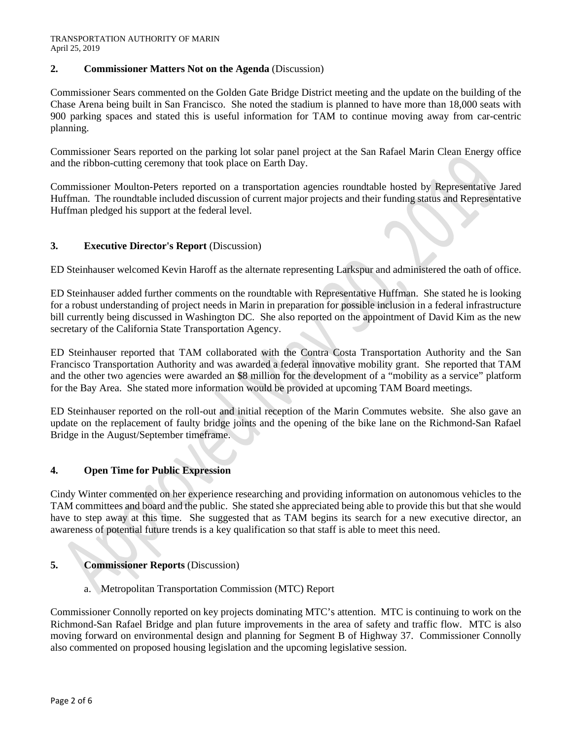## 2. Commissioner Matters Not on the Agenda (Discussion)

Commissioner Sears commented on the Golden Gate Bridge District meeting and the update on the building of the Chase Arena being built in San Francisco. She noted the stadium is planned to have more than 18,000 seats with 900 parking spaces and stated this is useful information for TAM to continue moving away from car-centric planning.

Commissioner Sears reported on the parking lot solar panel project at the San Rafael Marin Clean Energy office and the ribbon-cutting ceremony that took place on Earth Day.

Commissioner Moulton-Peters reported on a transportation agencies roundtable hosted by Representative Jared Huffman. The roundtable included discussion of current major projects and their funding status and Representative Huffman pledged his support at the federal level.

## 3. Executive Director's Report (Discussion)

ED Steinhauser welcomed Kevin Haroff as the alternate representing Larkspur and administered the oath of office.

ED Steinhauser added further comments on the roundtable with Representative Huffman. She stated he is looking for a robust understanding of project needs in Marin in preparation for possible inclusion in a federal infrastructure bill currently being discussed in Washington DC. She also reported on the appointment of David Kim as the new secretary of the California State Transportation Agency.

ED Steinhauser reported that TAM collaborated with the Contra Costa Transportation Authority and the San Francisco Transportation Authority and was awarded a federal innovative mobility grant. She reported that TAM and the other two agencies were awarded an $8 million for the development of a "mobility as a service" platform for the Bay Area. She stated more information would be provided at upcoming TAM Board meetings.

ED Steinhauser reported on the roll-out and initial reception of the Marin Commutes website. She also gave an update on the replacement of faulty bridge joints and the opening of the bike lane on the Richmond-San Rafael Bridge in the August/September timeframe.

## 4. Open Time for Public Expression

Cindy Winter commented on her experience researching and providing information on autonomous vehicles to the TAM committees and board and the public. She stated she appreciated being able to provide this but that she would have to step away at this time. She suggested that as TAM begins its search for a new executive director, an awareness of potential future trends is a key qualification so that staff is able to meet this need.

## 5. Commissioner Reports (Discussion)

a. Metropolitan Transportation Commission (MTC) Report

Commissioner Connolly reported on key projects dominating MTC's attention. MTC is continuing to work on the Richmond-San Rafael Bridge and plan future improvements in the area of safety and traffic flow. MTC is also moving forward on environmental design and planning for Segment B of Highway 37. Commissioner Connolly also commented on proposed housing legislation and the upcoming legislative session.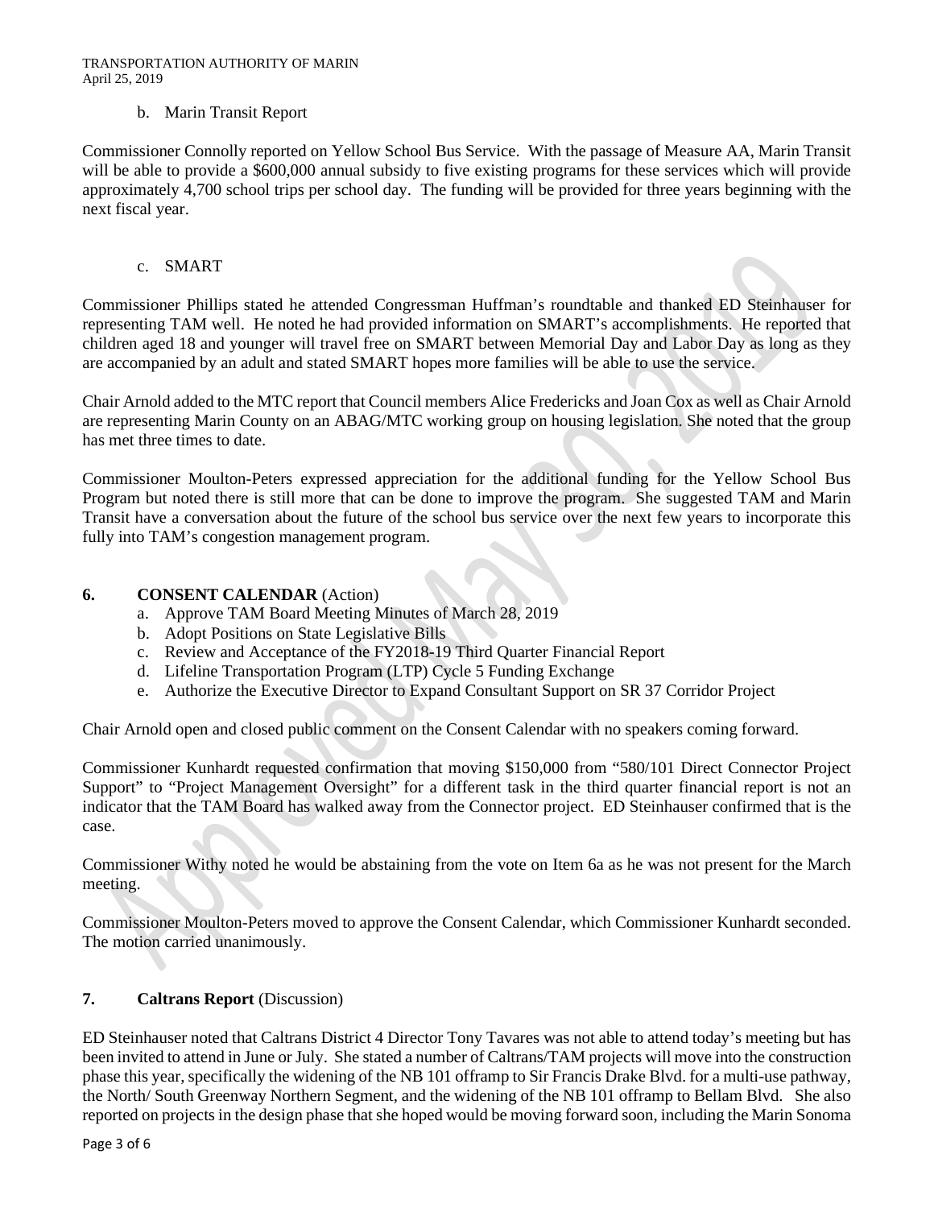b. Marin Transit Report

Commissioner Connolly reported on Yellow School Bus Service. With the passage of Measure AA, Marin Transit will be able to provide a $600,000 annual subsidy to five existing programs for these services which will provide approximately 4,700 school trips per school day. The funding will be provided for three years beginning with the next fiscal year.

c. SMART

Commissioner Phillips stated he attended Congressman Huffman's roundtable and thanked ED Steinhauser for representing TAM well. He noted he had provided information on SMART's accomplishments. He reported that children aged 18 and younger will travel free on SMART between Memorial Day and Labor Day as long as they are accompanied by an adult and stated SMART hopes more families will be able to use the service.

Chair Arnold added to the MTC report that Council members Alice Fredericks and Joan Cox as well as Chair Arnold are representing Marin County on an ABAG/MTC working group on housing legislation. She noted that the group has met three times to date.

Commissioner Moulton-Peters expressed appreciation for the additional funding for the Yellow School Bus Program but noted there is still more that can be done to improve the program. She suggested TAM and Marin Transit have a conversation about the future of the school bus service over the next few years to incorporate this fully into TAM's congestion management program.

## 6. CONSENT CALENDAR (Action)

a. Approve TAM Board Meeting Minutes of March 28, 2019
b. Adopt Positions on State Legislative Bills
c. Review and Acceptance of the FY2018-19 Third Quarter Financial Report
d. Lifeline Transportation Program (LTP) Cycle 5 Funding Exchange
e. Authorize the Executive Director to Expand Consultant Support on SR 37 Corridor Project

Chair Arnold open and closed public comment on the Consent Calendar with no speakers coming forward.

Commissioner Kunhardt requested confirmation that moving $150,000 from "580/101 Direct Connector Project Support" to "Project Management Oversight" for a different task in the third quarter financial report is not an indicator that the TAM Board has walked away from the Connector project. ED Steinhauser confirmed that is the case.

Commissioner Withy noted he would be abstaining from the vote on Item 6a as he was not present for the March meeting.

Commissioner Moulton-Peters moved to approve the Consent Calendar, which Commissioner Kunhardt seconded. The motion carried unanimously.

## 7. Caltrans Report (Discussion)

ED Steinhauser noted that Caltrans District 4 Director Tony Tavares was not able to attend today's meeting but has been invited to attend in June or July. She stated a number of Caltrans/TAM projects will move into the construction phase this year, specifically the widening of the NB 101 offramp to Sir Francis Drake Blvd. for a multi-use pathway, the North/ South Greenway Northern Segment, and the widening of the NB 101 offramp to Bellam Blvd. She also reported on projects in the design phase that she hoped would be moving forward soon, including the Marin Sonoma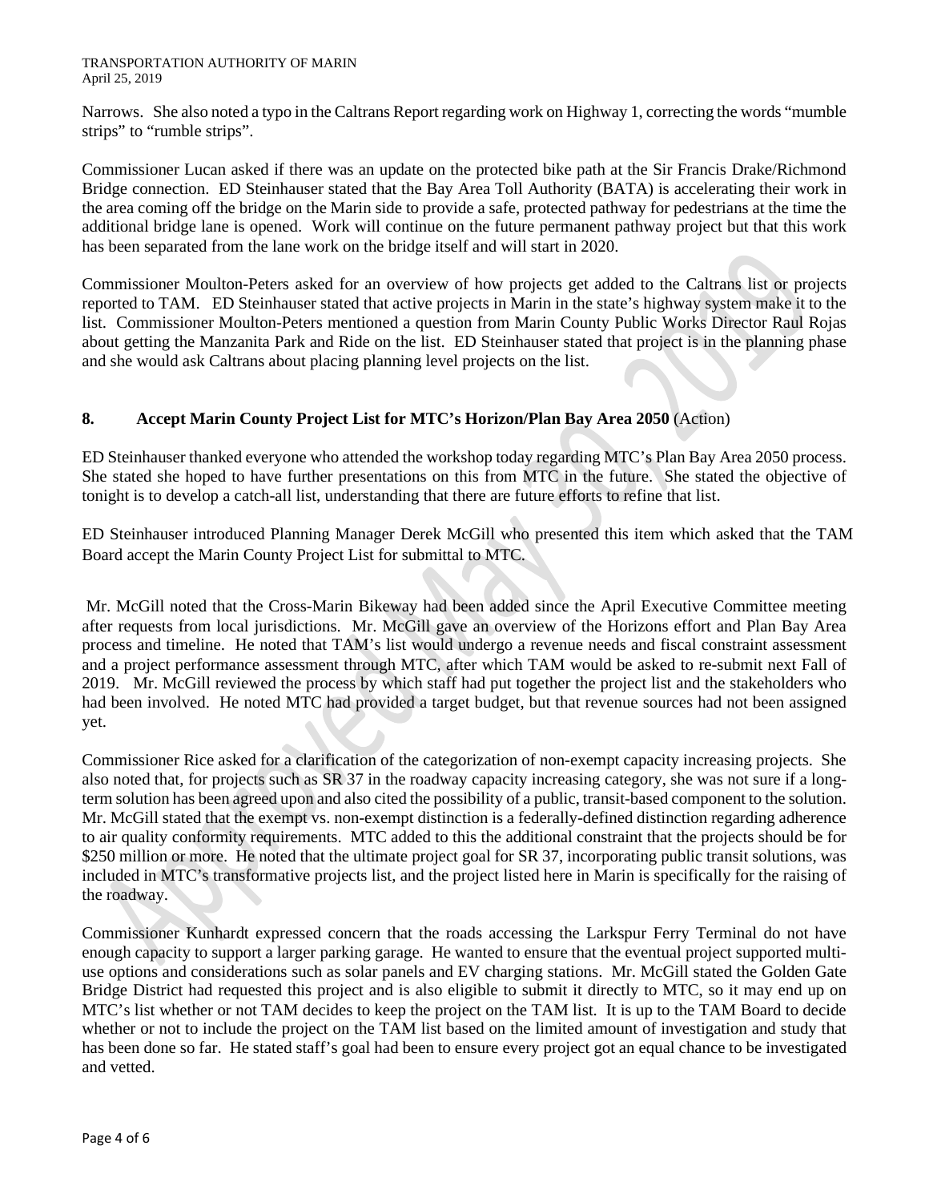Narrows. She also noted a typo in the Caltrans Report regarding work on Highway 1, correcting the words "mumble strips" to "rumble strips".

Commissioner Lucan asked if there was an update on the protected bike path at the Sir Francis Drake/Richmond Bridge connection. ED Steinhauser stated that the Bay Area Toll Authority (BATA) is accelerating their work in the area coming off the bridge on the Marin side to provide a safe, protected pathway for pedestrians at the time the additional bridge lane is opened. Work will continue on the future permanent pathway project but that this work has been separated from the lane work on the bridge itself and will start in 2020.

Commissioner Moulton-Peters asked for an overview of how projects get added to the Caltrans list or projects reported to TAM. ED Steinhauser stated that active projects in Marin in the state's highway system make it to the list. Commissioner Moulton-Peters mentioned a question from Marin County Public Works Director Raul Rojas about getting the Manzanita Park and Ride on the list. ED Steinhauser stated that project is in the planning phase and she would ask Caltrans about placing planning level projects on the list.

**8. Accept Marin County Project List for MTC's Horizon/Plan Bay Area 2050** (Action)

ED Steinhauser thanked everyone who attended the workshop today regarding MTC's Plan Bay Area 2050 process. She stated she hoped to have further presentations on this from MTC in the future. She stated the objective of tonight is to develop a catch-all list, understanding that there are future efforts to refine that list.

ED Steinhauser introduced Planning Manager Derek McGill who presented this item which asked that the TAM Board accept the Marin County Project List for submittal to MTC.

Mr. McGill noted that the Cross-Marin Bikeway had been added since the April Executive Committee meeting after requests from local jurisdictions. Mr. McGill gave an overview of the Horizons effort and Plan Bay Area process and timeline. He noted that TAM's list would undergo a revenue needs and fiscal constraint assessment and a project performance assessment through MTC, after which TAM would be asked to re-submit next Fall of 2019. Mr. McGill reviewed the process by which staff had put together the project list and the stakeholders who had been involved. He noted MTC had provided a target budget, but that revenue sources had not been assigned yet.

Commissioner Rice asked for a clarification of the categorization of non-exempt capacity increasing projects. She also noted that, for projects such as SR 37 in the roadway capacity increasing category, she was not sure if a long-term solution has been agreed upon and also cited the possibility of a public, transit-based component to the solution. Mr. McGill stated that the exempt vs. non-exempt distinction is a federally-defined distinction regarding adherence to air quality conformity requirements. MTC added to this the additional constraint that the projects should be for $250 million or more. He noted that the ultimate project goal for SR 37, incorporating public transit solutions, was included in MTC's transformative projects list, and the project listed here in Marin is specifically for the raising of the roadway.

Commissioner Kunhardt expressed concern that the roads accessing the Larkspur Ferry Terminal do not have enough capacity to support a larger parking garage. He wanted to ensure that the eventual project supported multi-use options and considerations such as solar panels and EV charging stations. Mr. McGill stated the Golden Gate Bridge District had requested this project and is also eligible to submit it directly to MTC, so it may end up on MTC's list whether or not TAM decides to keep the project on the TAM list. It is up to the TAM Board to decide whether or not to include the project on the TAM list based on the limited amount of investigation and study that has been done so far. He stated staff's goal had been to ensure every project got an equal chance to be investigated and vetted.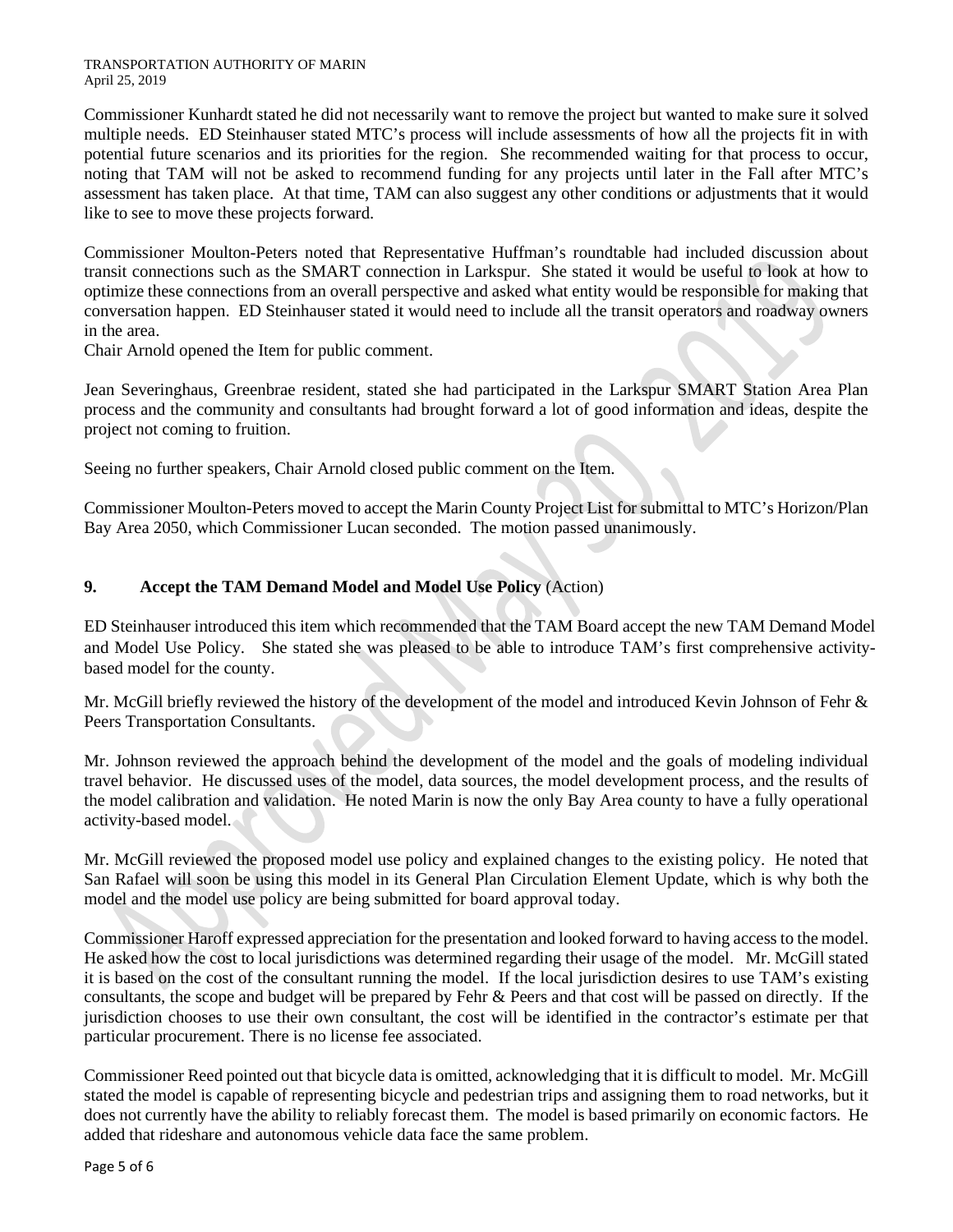Commissioner Kunhardt stated he did not necessarily want to remove the project but wanted to make sure it solved multiple needs. ED Steinhauser stated MTC's process will include assessments of how all the projects fit in with potential future scenarios and its priorities for the region. She recommended waiting for that process to occur, noting that TAM will not be asked to recommend funding for any projects until later in the Fall after MTC's assessment has taken place. At that time, TAM can also suggest any other conditions or adjustments that it would like to see to move these projects forward.

Commissioner Moulton-Peters noted that Representative Huffman's roundtable had included discussion about transit connections such as the SMART connection in Larkspur. She stated it would be useful to look at how to optimize these connections from an overall perspective and asked what entity would be responsible for making that conversation happen. ED Steinhauser stated it would need to include all the transit operators and roadway owners in the area.

Chair Arnold opened the Item for public comment.

Jean Severinghaus, Greenbrae resident, stated she had participated in the Larkspur SMART Station Area Plan process and the community and consultants had brought forward a lot of good information and ideas, despite the project not coming to fruition.

Seeing no further speakers, Chair Arnold closed public comment on the Item.

Commissioner Moulton-Peters moved to accept the Marin County Project List for submittal to MTC's Horizon/Plan Bay Area 2050, which Commissioner Lucan seconded. The motion passed unanimously.

## 9. Accept the TAM Demand Model and Model Use Policy (Action)

ED Steinhauser introduced this item which recommended that the TAM Board accept the new TAM Demand Model and Model Use Policy. She stated she was pleased to be able to introduce TAM's first comprehensive activity-based model for the county.

Mr. McGill briefly reviewed the history of the development of the model and introduced Kevin Johnson of Fehr & Peers Transportation Consultants.

Mr. Johnson reviewed the approach behind the development of the model and the goals of modeling individual travel behavior. He discussed uses of the model, data sources, the model development process, and the results of the model calibration and validation. He noted Marin is now the only Bay Area county to have a fully operational activity-based model.

Mr. McGill reviewed the proposed model use policy and explained changes to the existing policy. He noted that San Rafael will soon be using this model in its General Plan Circulation Element Update, which is why both the model and the model use policy are being submitted for board approval today.

Commissioner Haroff expressed appreciation for the presentation and looked forward to having access to the model. He asked how the cost to local jurisdictions was determined regarding their usage of the model. Mr. McGill stated it is based on the cost of the consultant running the model. If the local jurisdiction desires to use TAM's existing consultants, the scope and budget will be prepared by Fehr & Peers and that cost will be passed on directly. If the jurisdiction chooses to use their own consultant, the cost will be identified in the contractor's estimate per that particular procurement. There is no license fee associated.

Commissioner Reed pointed out that bicycle data is omitted, acknowledging that it is difficult to model. Mr. McGill stated the model is capable of representing bicycle and pedestrian trips and assigning them to road networks, but it does not currently have the ability to reliably forecast them. The model is based primarily on economic factors. He added that rideshare and autonomous vehicle data face the same problem.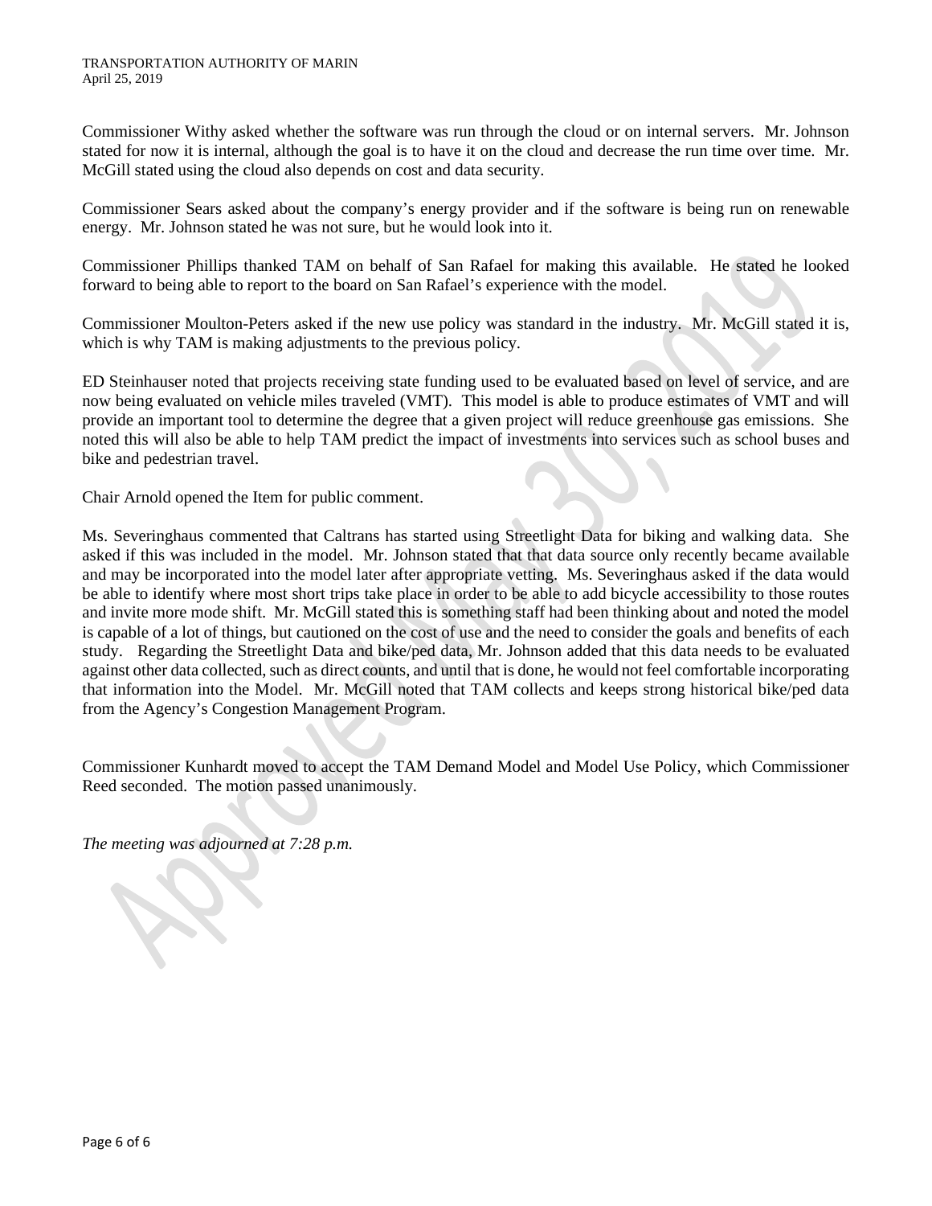Commissioner Withy asked whether the software was run through the cloud or on internal servers. Mr. Johnson stated for now it is internal, although the goal is to have it on the cloud and decrease the run time over time. Mr. McGill stated using the cloud also depends on cost and data security.

Commissioner Sears asked about the company's energy provider and if the software is being run on renewable energy. Mr. Johnson stated he was not sure, but he would look into it.

Commissioner Phillips thanked TAM on behalf of San Rafael for making this available. He stated he looked forward to being able to report to the board on San Rafael's experience with the model.

Commissioner Moulton-Peters asked if the new use policy was standard in the industry. Mr. McGill stated it is, which is why TAM is making adjustments to the previous policy.

ED Steinhauser noted that projects receiving state funding used to be evaluated based on level of service, and are now being evaluated on vehicle miles traveled (VMT). This model is able to produce estimates of VMT and will provide an important tool to determine the degree that a given project will reduce greenhouse gas emissions. She noted this will also be able to help TAM predict the impact of investments into services such as school buses and bike and pedestrian travel.

Chair Arnold opened the Item for public comment.

Ms. Severinghaus commented that Caltrans has started using Streetlight Data for biking and walking data. She asked if this was included in the model. Mr. Johnson stated that that data source only recently became available and may be incorporated into the model later after appropriate vetting. Ms. Severinghaus asked if the data would be able to identify where most short trips take place in order to be able to add bicycle accessibility to those routes and invite more mode shift. Mr. McGill stated this is something staff had been thinking about and noted the model is capable of a lot of things, but cautioned on the cost of use and the need to consider the goals and benefits of each study. Regarding the Streetlight Data and bike/ped data, Mr. Johnson added that this data needs to be evaluated against other data collected, such as direct counts, and until that is done, he would not feel comfortable incorporating that information into the Model. Mr. McGill noted that TAM collects and keeps strong historical bike/ped data from the Agency's Congestion Management Program.

Commissioner Kunhardt moved to accept the TAM Demand Model and Model Use Policy, which Commissioner Reed seconded. The motion passed unanimously.

*The meeting was adjourned at 7:28 p.m.*